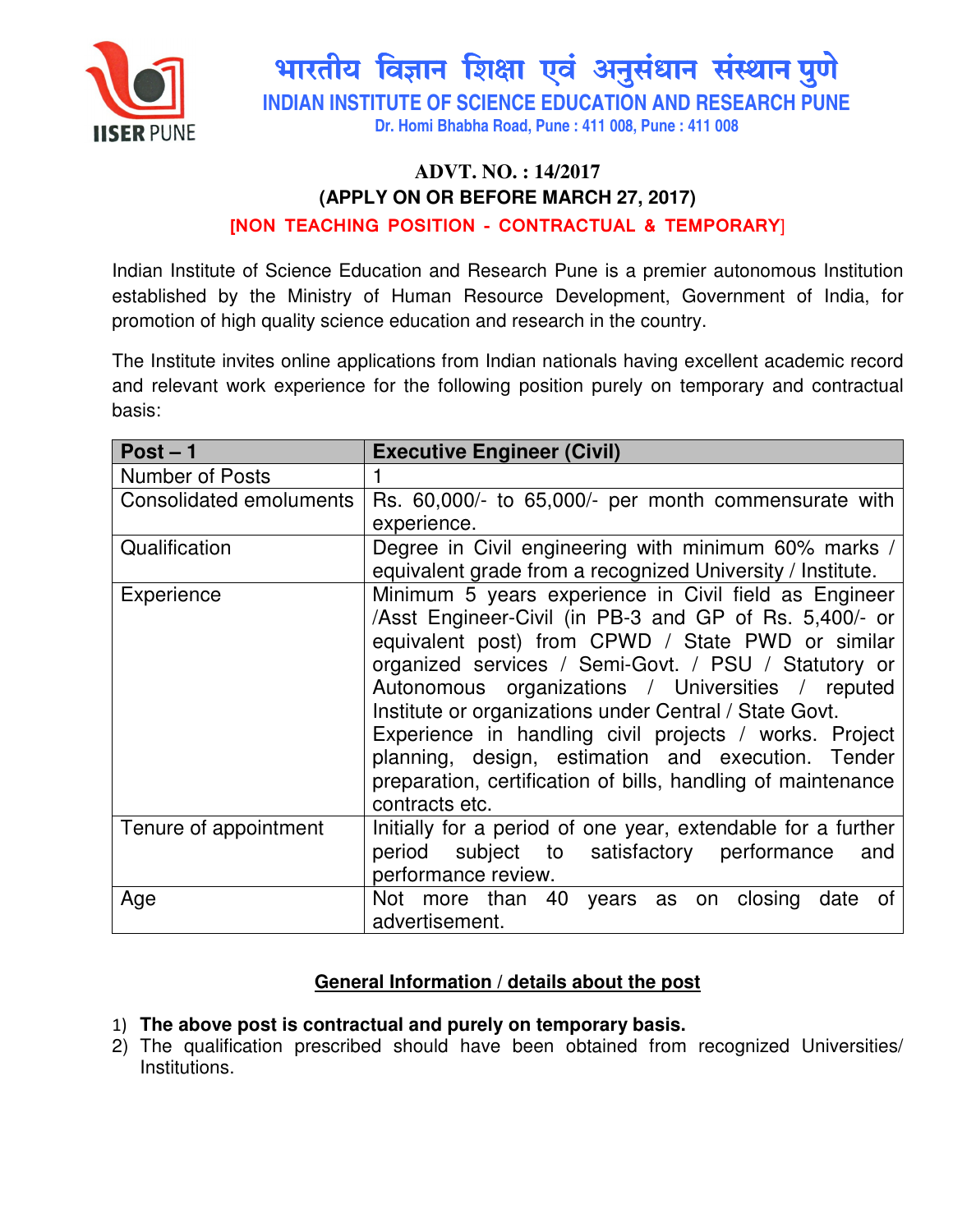# भारतीय विज्ञान शिक्षा एवं अनुसंधान संस्थान पुणे

## INDIAN INSTITUTE OF SCIENCE EDUCATION AND RESEARCH PUNE

Dr. Homi Bhabha Road, Pune : 411 008, Pune : 411 008

**ADVT. NO. : 14/2017**

**(APPLY ON OR BEFORE MARCH 27, 2017)**

**[NON TEACHING POSITION - CONTRACTUAL & TEMPORARY]**

Indian Institute of Science Education and Research Pune is a premier autonomous Institution established by the Ministry of Human Resource Development, Government of India, for promotion of high quality science education and research in the country.

The Institute invites online applications from Indian nationals having excellent academic record and relevant work experience for the following position purely on temporary and contractual basis:

| **Post – 1** | **Executive Engineer (Civil)** |
|---|---|
| Number of Posts | 1 |
| Consolidated emoluments | Rs. 60,000/- to 65,000/- per month commensurate with experience. |
| Qualification | Degree in Civil engineering with minimum 60% marks / equivalent grade from a recognized University / Institute. |
| Experience | Minimum 5 years experience in Civil field as Engineer /Asst Engineer-Civil (in PB-3 and GP of Rs. 5,400/- or equivalent post) from CPWD / State PWD or similar organized services / Semi-Govt. / PSU / Statutory or Autonomous organizations / Universities / reputed Institute or organizations under Central / State Govt. Experience in handling civil projects / works. Project planning, design, estimation and execution. Tender preparation, certification of bills, handling of maintenance contracts etc. |
| Tenure of appointment | Initially for a period of one year, extendable for a further period subject to satisfactory performance and performance review. |
| Age | Not more than 40 years as on closing date of advertisement. |

**General Information / details about the post**

1) **The above post is contractual and purely on temporary basis.**
2) The qualification prescribed should have been obtained from recognized Universities/ Institutions.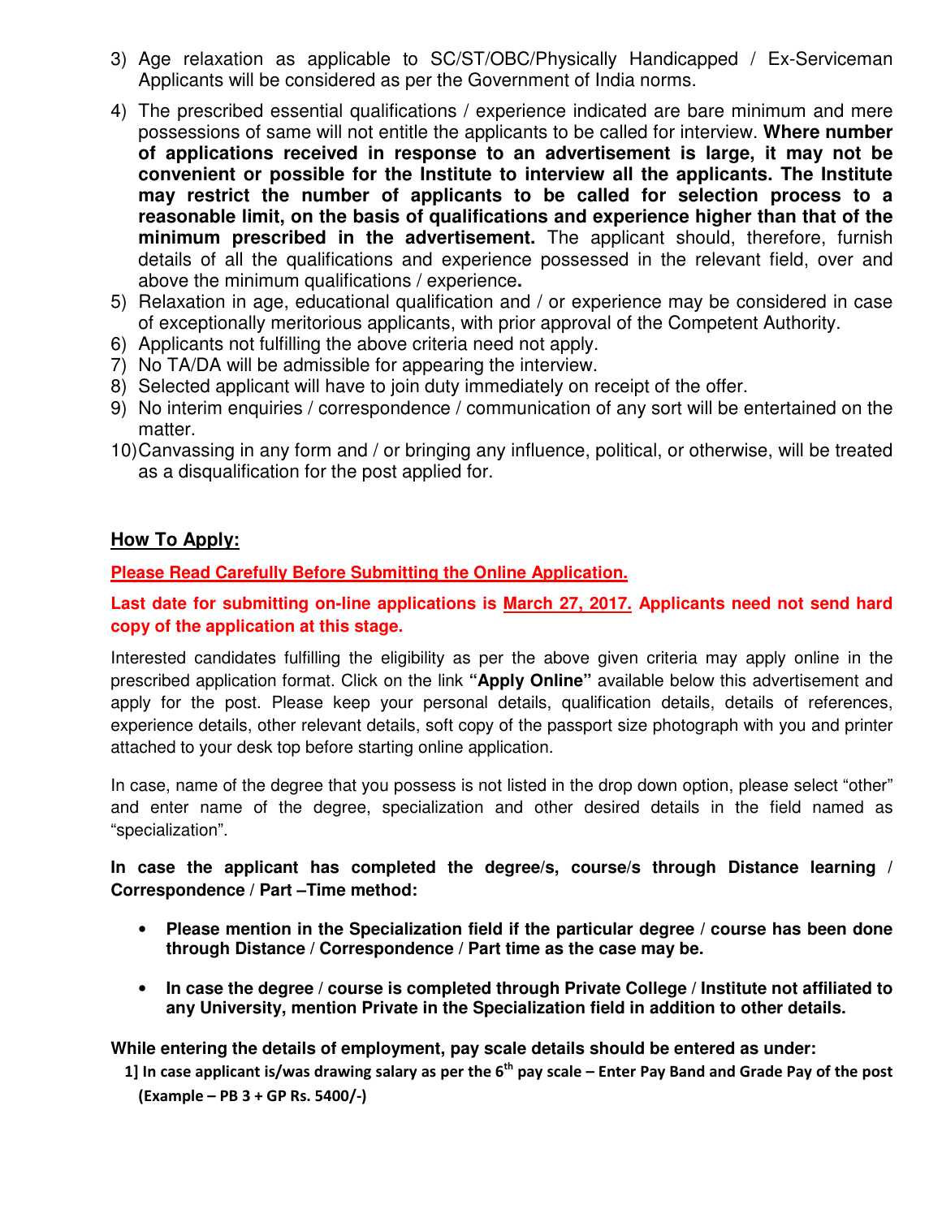3) Age relaxation as applicable to SC/ST/OBC/Physically Handicapped / Ex-Serviceman Applicants will be considered as per the Government of India norms.
4) The prescribed essential qualifications / experience indicated are bare minimum and mere possessions of same will not entitle the applicants to be called for interview. **Where number of applications received in response to an advertisement is large, it may not be convenient or possible for the Institute to interview all the applicants. The Institute may restrict the number of applicants to be called for selection process to a reasonable limit, on the basis of qualifications and experience higher than that of the minimum prescribed in the advertisement.** The applicant should, therefore, furnish details of all the qualifications and experience possessed in the relevant field, over and above the minimum qualifications / experience**.**
5) Relaxation in age, educational qualification and / or experience may be considered in case of exceptionally meritorious applicants, with prior approval of the Competent Authority.
6) Applicants not fulfilling the above criteria need not apply.
7) No TA/DA will be admissible for appearing the interview.
8) Selected applicant will have to join duty immediately on receipt of the offer.
9) No interim enquiries / correspondence / communication of any sort will be entertained on the matter.
10) Canvassing in any form and / or bringing any influence, political, or otherwise, will be treated as a disqualification for the post applied for.

## How To Apply:

**Please Read Carefully Before Submitting the Online Application.**

**Last date for submitting on-line applications is March 27, 2017. Applicants need not send hard copy of the application at this stage.**

Interested candidates fulfilling the eligibility as per the above given criteria may apply online in the prescribed application format. Click on the link **"Apply Online"** available below this advertisement and apply for the post. Please keep your personal details, qualification details, details of references, experience details, other relevant details, soft copy of the passport size photograph with you and printer attached to your desk top before starting online application.

In case, name of the degree that you possess is not listed in the drop down option, please select "other" and enter name of the degree, specialization and other desired details in the field named as "specialization".

**In case the applicant has completed the degree/s, course/s through Distance learning / Correspondence / Part –Time method:**

- **Please mention in the Specialization field if the particular degree / course has been done through Distance / Correspondence / Part time as the case may be.**
- **In case the degree / course is completed through Private College / Institute not affiliated to any University, mention Private in the Specialization field in addition to other details.**

**While entering the details of employment, pay scale details should be entered as under:**

**1] In case applicant is/was drawing salary as per the 6th pay scale – Enter Pay Band and Grade Pay of the post (Example – PB 3 + GP Rs. 5400/-)**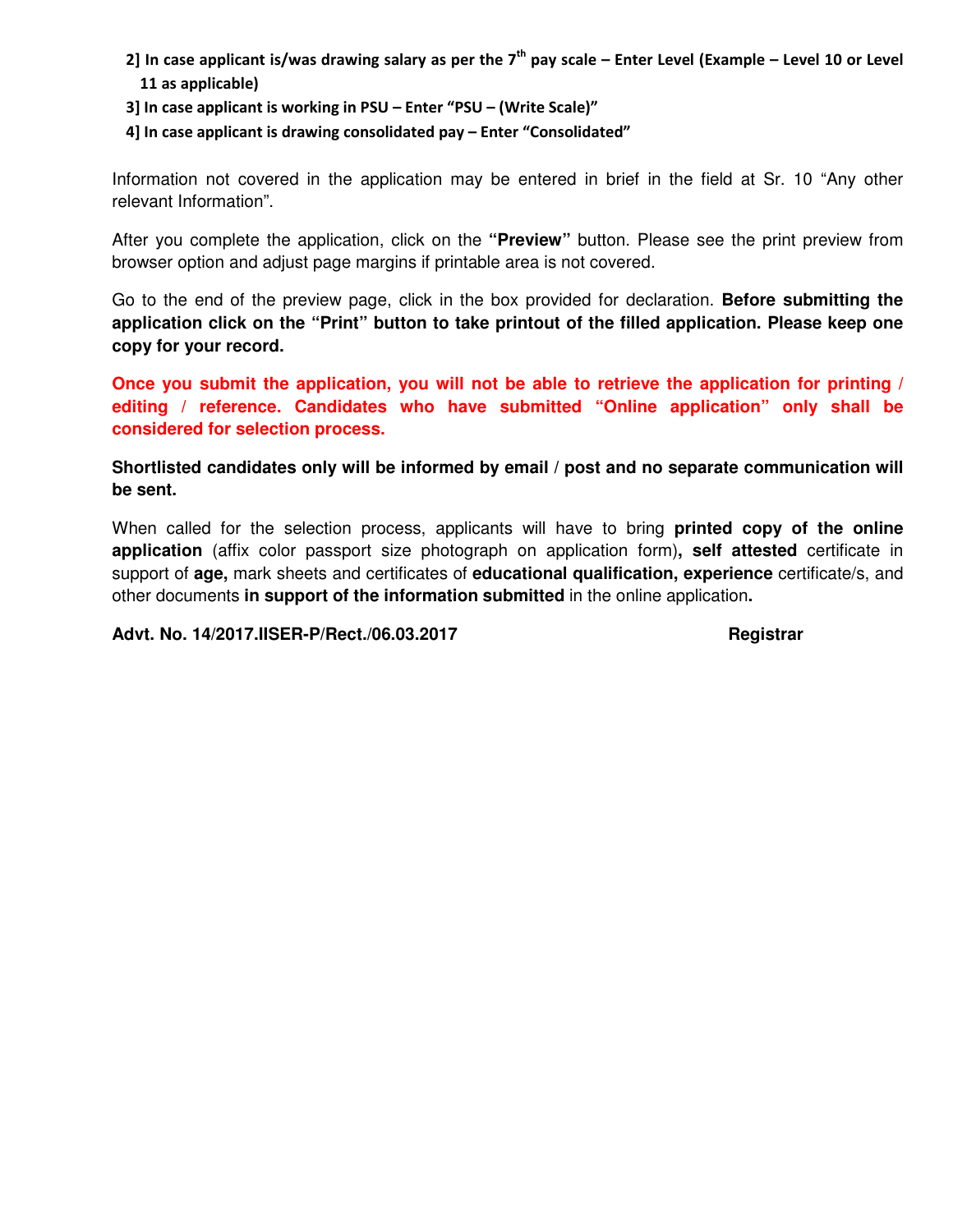**2] In case applicant is/was drawing salary as per the 7th pay scale – Enter Level (Example – Level 10 or Level 11 as applicable)**

**3] In case applicant is working in PSU – Enter "PSU – (Write Scale)"**

**4] In case applicant is drawing consolidated pay – Enter "Consolidated"**

Information not covered in the application may be entered in brief in the field at Sr. 10 "Any other relevant Information".

After you complete the application, click on the **"Preview"** button. Please see the print preview from browser option and adjust page margins if printable area is not covered.

Go to the end of the preview page, click in the box provided for declaration. **Before submitting the application click on the "Print" button to take printout of the filled application. Please keep one copy for your record.**

**Once you submit the application, you will not be able to retrieve the application for printing / editing / reference. Candidates who have submitted "Online application" only shall be considered for selection process.**

**Shortlisted candidates only will be informed by email / post and no separate communication will be sent.**

When called for the selection process, applicants will have to bring **printed copy of the online application** (affix color passport size photograph on application form)**, self attested** certificate in support of **age,** mark sheets and certificates of **educational qualification, experience** certificate/s, and other documents **in support of the information submitted** in the online application**.**

**Advt. No. 14/2017.IISER-P/Rect./06.03.2017** **Registrar**